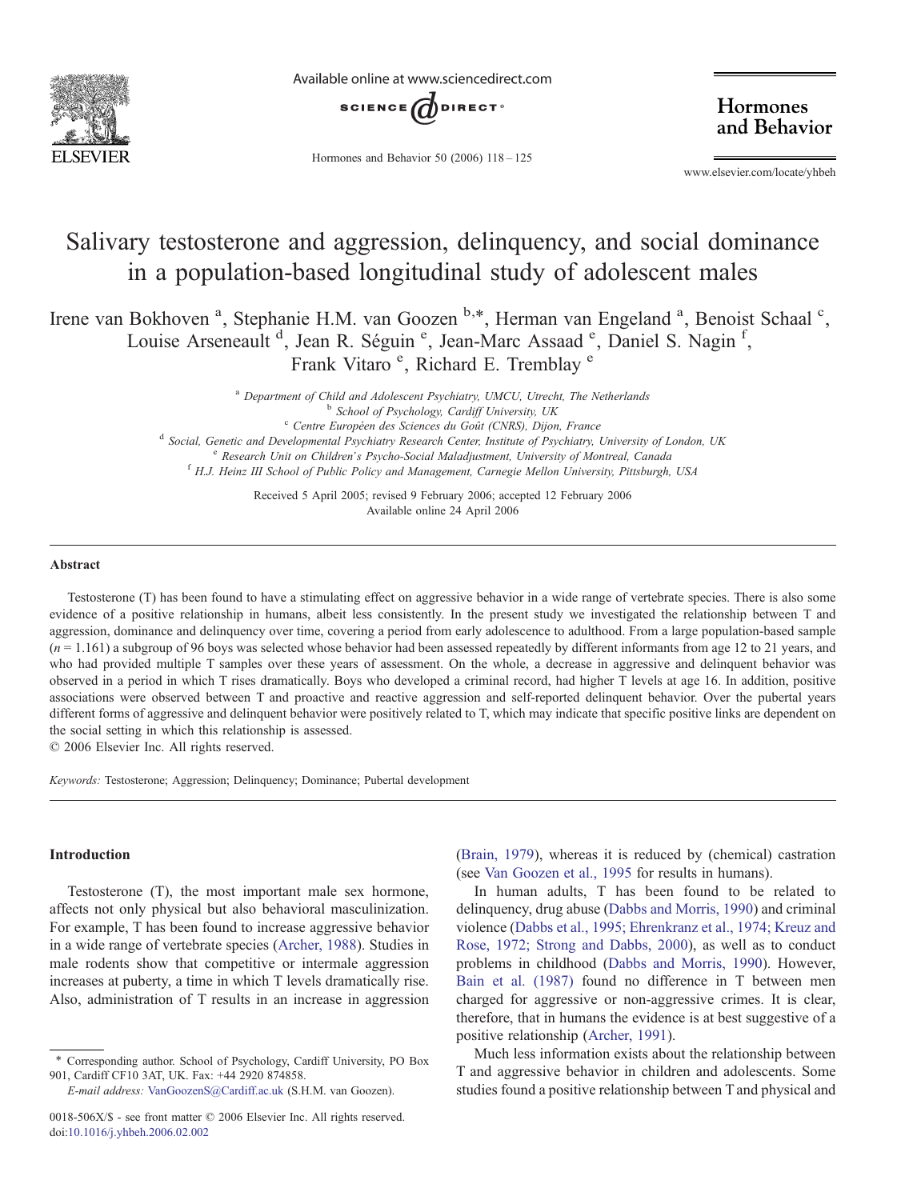# Salivary testosterone and aggression, delinquency, and social dominance in a population-based longitudinal study of adolescent males

Irene van Bokhoven [a], Stephanie H.M. van Goozen [b,*], Herman van Engeland [a], Benoist Schaal [c], Louise Arseneault [d], Jean R. Séguin [e], Jean-Marc Assaad [e], Daniel S. Nagin [f], Frank Vitaro [e], Richard E. Tremblay [e]

[a] *Department of Child and Adolescent Psychiatry, UMCU, Utrecht, The Netherlands*
[b] *School of Psychology, Cardiff University, UK*
[c] *Centre Européen des Sciences du Goût (CNRS), Dijon, France*
[d] *Social, Genetic and Developmental Psychiatry Research Center, Institute of Psychiatry, University of London, UK*
[e] *Research Unit on Children's Psycho-Social Maladjustment, University of Montreal, Canada*
[f] *H.J. Heinz III School of Public Policy and Management, Carnegie Mellon University, Pittsburgh, USA*

Received 5 April 2005; revised 9 February 2006; accepted 12 February 2006
Available online 24 April 2006

## Abstract

Testosterone (T) has been found to have a stimulating effect on aggressive behavior in a wide range of vertebrate species. There is also some evidence of a positive relationship in humans, albeit less consistently. In the present study we investigated the relationship between T and aggression, dominance and delinquency over time, covering a period from early adolescence to adulthood. From a large population-based sample ($n = 1.161$) a subgroup of 96 boys was selected whose behavior had been assessed repeatedly by different informants from age 12 to 21 years, and who had provided multiple T samples over these years of assessment. On the whole, a decrease in aggressive and delinquent behavior was observed in a period in which T rises dramatically. Boys who developed a criminal record, had higher T levels at age 16. In addition, positive associations were observed between T and proactive and reactive aggression and self-reported delinquent behavior. Over the pubertal years different forms of aggressive and delinquent behavior were positively related to T, which may indicate that specific positive links are dependent on the social setting in which this relationship is assessed.

© 2006 Elsevier Inc. All rights reserved.

*Keywords:* Testosterone; Aggression; Delinquency; Dominance; Pubertal development

## Introduction

Testosterone (T), the most important male sex hormone, affects not only physical but also behavioral masculinization. For example, T has been found to increase aggressive behavior in a wide range of vertebrate species (Archer, 1988). Studies in male rodents show that competitive or intermale aggression increases at puberty, a time in which T levels dramatically rise. Also, administration of T results in an increase in aggression (Brain, 1979), whereas it is reduced by (chemical) castration (see Van Goozen et al., 1995 for results in humans).

In human adults, T has been found to be related to delinquency, drug abuse (Dabbs and Morris, 1990) and criminal violence (Dabbs et al., 1995; Ehrenkranz et al., 1974; Kreuz and Rose, 1972; Strong and Dabbs, 2000), as well as to conduct problems in childhood (Dabbs and Morris, 1990). However, Bain et al. (1987) found no difference in T between men charged for aggressive or non-aggressive crimes. It is clear, therefore, that in humans the evidence is at best suggestive of a positive relationship (Archer, 1991).

Much less information exists about the relationship between T and aggressive behavior in children and adolescents. Some studies found a positive relationship between T and physical and

\* Corresponding author. School of Psychology, Cardiff University, PO Box 901, Cardiff CF10 3AT, UK. Fax: +44 2920 874858.
*E-mail address:* VanGoozenS@Cardiff.ac.uk (S.H.M. van Goozen).

0018-506X/$ - see front matter © 2006 Elsevier Inc. All rights reserved.
doi:10.1016/j.yhbeh.2006.02.002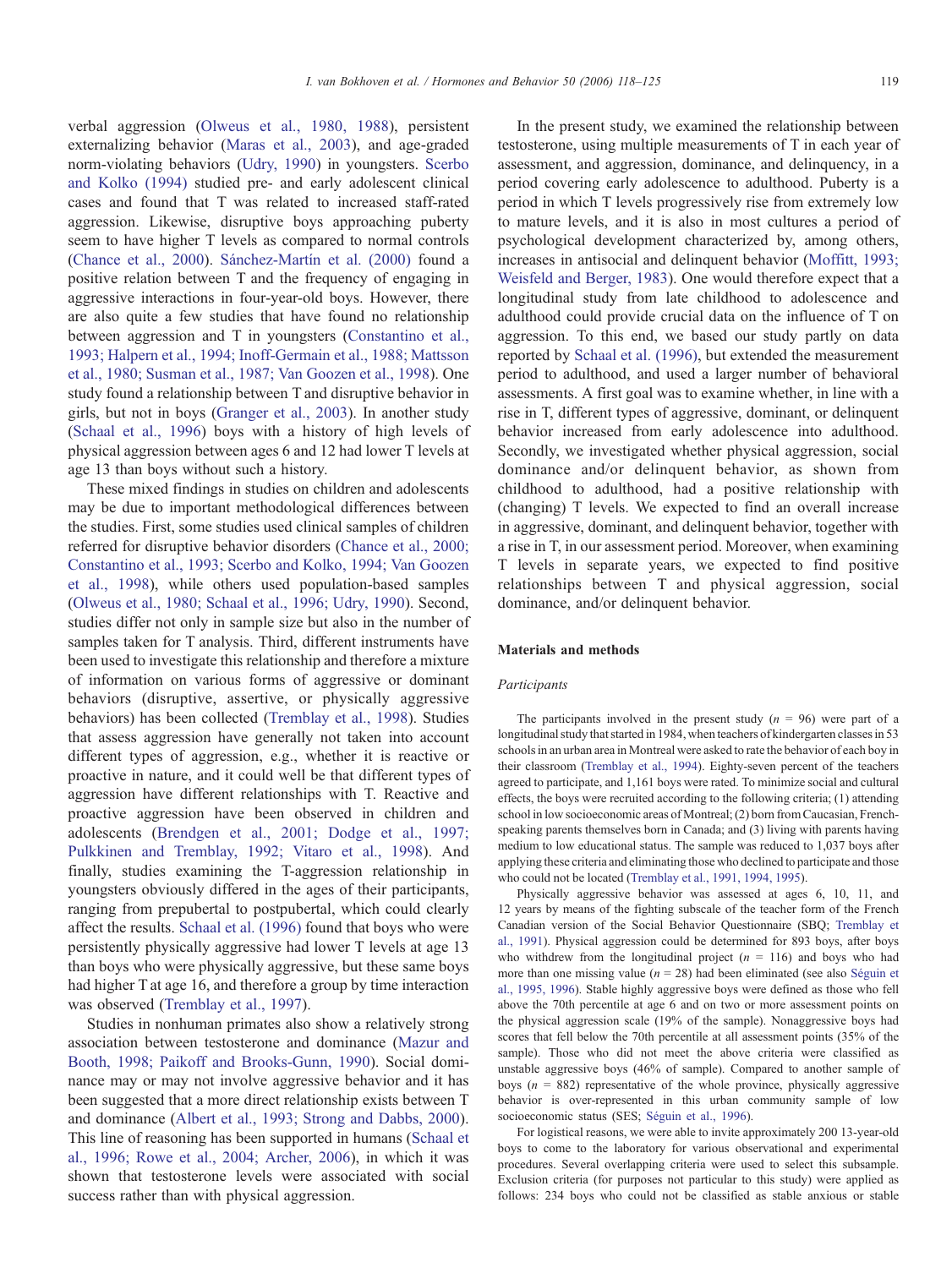verbal aggression (Olweus et al., 1980, 1988), persistent externalizing behavior (Maras et al., 2003), and age-graded norm-violating behaviors (Udry, 1990) in youngsters. Scerbo and Kolko (1994) studied pre- and early adolescent clinical cases and found that T was related to increased staff-rated aggression. Likewise, disruptive boys approaching puberty seem to have higher T levels as compared to normal controls (Chance et al., 2000). Sánchez-Martín et al. (2000) found a positive relation between T and the frequency of engaging in aggressive interactions in four-year-old boys. However, there are also quite a few studies that have found no relationship between aggression and T in youngsters (Constantino et al., 1993; Halpern et al., 1994; Inoff-Germain et al., 1988; Mattsson et al., 1980; Susman et al., 1987; Van Goozen et al., 1998). One study found a relationship between T and disruptive behavior in girls, but not in boys (Granger et al., 2003). In another study (Schaal et al., 1996) boys with a history of high levels of physical aggression between ages 6 and 12 had lower T levels at age 13 than boys without such a history.

These mixed findings in studies on children and adolescents may be due to important methodological differences between the studies. First, some studies used clinical samples of children referred for disruptive behavior disorders (Chance et al., 2000; Constantino et al., 1993; Scerbo and Kolko, 1994; Van Goozen et al., 1998), while others used population-based samples (Olweus et al., 1980; Schaal et al., 1996; Udry, 1990). Second, studies differ not only in sample size but also in the number of samples taken for T analysis. Third, different instruments have been used to investigate this relationship and therefore a mixture of information on various forms of aggressive or dominant behaviors (disruptive, assertive, or physically aggressive behaviors) has been collected (Tremblay et al., 1998). Studies that assess aggression have generally not taken into account different types of aggression, e.g., whether it is reactive or proactive in nature, and it could well be that different types of aggression have different relationships with T. Reactive and proactive aggression have been observed in children and adolescents (Brendgen et al., 2001; Dodge et al., 1997; Pulkkinen and Tremblay, 1992; Vitaro et al., 1998). And finally, studies examining the T-aggression relationship in youngsters obviously differed in the ages of their participants, ranging from prepubertal to postpubertal, which could clearly affect the results. Schaal et al. (1996) found that boys who were persistently physically aggressive had lower T levels at age 13 than boys who were physically aggressive, but these same boys had higher T at age 16, and therefore a group by time interaction was observed (Tremblay et al., 1997).

Studies in nonhuman primates also show a relatively strong association between testosterone and dominance (Mazur and Booth, 1998; Paikoff and Brooks-Gunn, 1990). Social dominance may or may not involve aggressive behavior and it has been suggested that a more direct relationship exists between T and dominance (Albert et al., 1993; Strong and Dabbs, 2000). This line of reasoning has been supported in humans (Schaal et al., 1996; Rowe et al., 2004; Archer, 2006), in which it was shown that testosterone levels were associated with social success rather than with physical aggression.

In the present study, we examined the relationship between testosterone, using multiple measurements of T in each year of assessment, and aggression, dominance, and delinquency, in a period covering early adolescence to adulthood. Puberty is a period in which T levels progressively rise from extremely low to mature levels, and it is also in most cultures a period of psychological development characterized by, among others, increases in antisocial and delinquent behavior (Moffitt, 1993; Weisfeld and Berger, 1983). One would therefore expect that a longitudinal study from late childhood to adolescence and adulthood could provide crucial data on the influence of T on aggression. To this end, we based our study partly on data reported by Schaal et al. (1996), but extended the measurement period to adulthood, and used a larger number of behavioral assessments. A first goal was to examine whether, in line with a rise in T, different types of aggressive, dominant, or delinquent behavior increased from early adolescence into adulthood. Secondly, we investigated whether physical aggression, social dominance and/or delinquent behavior, as shown from childhood to adulthood, had a positive relationship with (changing) T levels. We expected to find an overall increase in aggressive, dominant, and delinquent behavior, together with a rise in T, in our assessment period. Moreover, when examining T levels in separate years, we expected to find positive relationships between T and physical aggression, social dominance, and/or delinquent behavior.

## Materials and methods

### *Participants*

The participants involved in the present study ($n = 96$) were part of a longitudinal study that started in 1984, when teachers of kindergarten classes in 53 schools in an urban area in Montreal were asked to rate the behavior of each boy in their classroom (Tremblay et al., 1994). Eighty-seven percent of the teachers agreed to participate, and 1,161 boys were rated. To minimize social and cultural effects, the boys were recruited according to the following criteria; (1) attending school in low socioeconomic areas of Montreal; (2) born from Caucasian, French-speaking parents themselves born in Canada; and (3) living with parents having medium to low educational status. The sample was reduced to 1,037 boys after applying these criteria and eliminating those who declined to participate and those who could not be located (Tremblay et al., 1991, 1994, 1995).

Physically aggressive behavior was assessed at ages 6, 10, 11, and 12 years by means of the fighting subscale of the teacher form of the French Canadian version of the Social Behavior Questionnaire (SBQ; Tremblay et al., 1991). Physical aggression could be determined for 893 boys, after boys who withdrew from the longitudinal project ($n = 116$) and boys who had more than one missing value ($n = 28$) had been eliminated (see also Séguin et al., 1995, 1996). Stable highly aggressive boys were defined as those who fell above the 70th percentile at age 6 and on two or more assessment points on the physical aggression scale (19% of the sample). Nonaggressive boys had scores that fell below the 70th percentile at all assessment points (35% of the sample). Those who did not meet the above criteria were classified as unstable aggressive boys (46% of sample). Compared to another sample of boys ($n = 882$) representative of the whole province, physically aggressive behavior is over-represented in this urban community sample of low socioeconomic status (SES; Séguin et al., 1996).

For logistical reasons, we were able to invite approximately 200 13-year-old boys to come to the laboratory for various observational and experimental procedures. Several overlapping criteria were used to select this subsample. Exclusion criteria (for purposes not particular to this study) were applied as follows: 234 boys who could not be classified as stable anxious or stable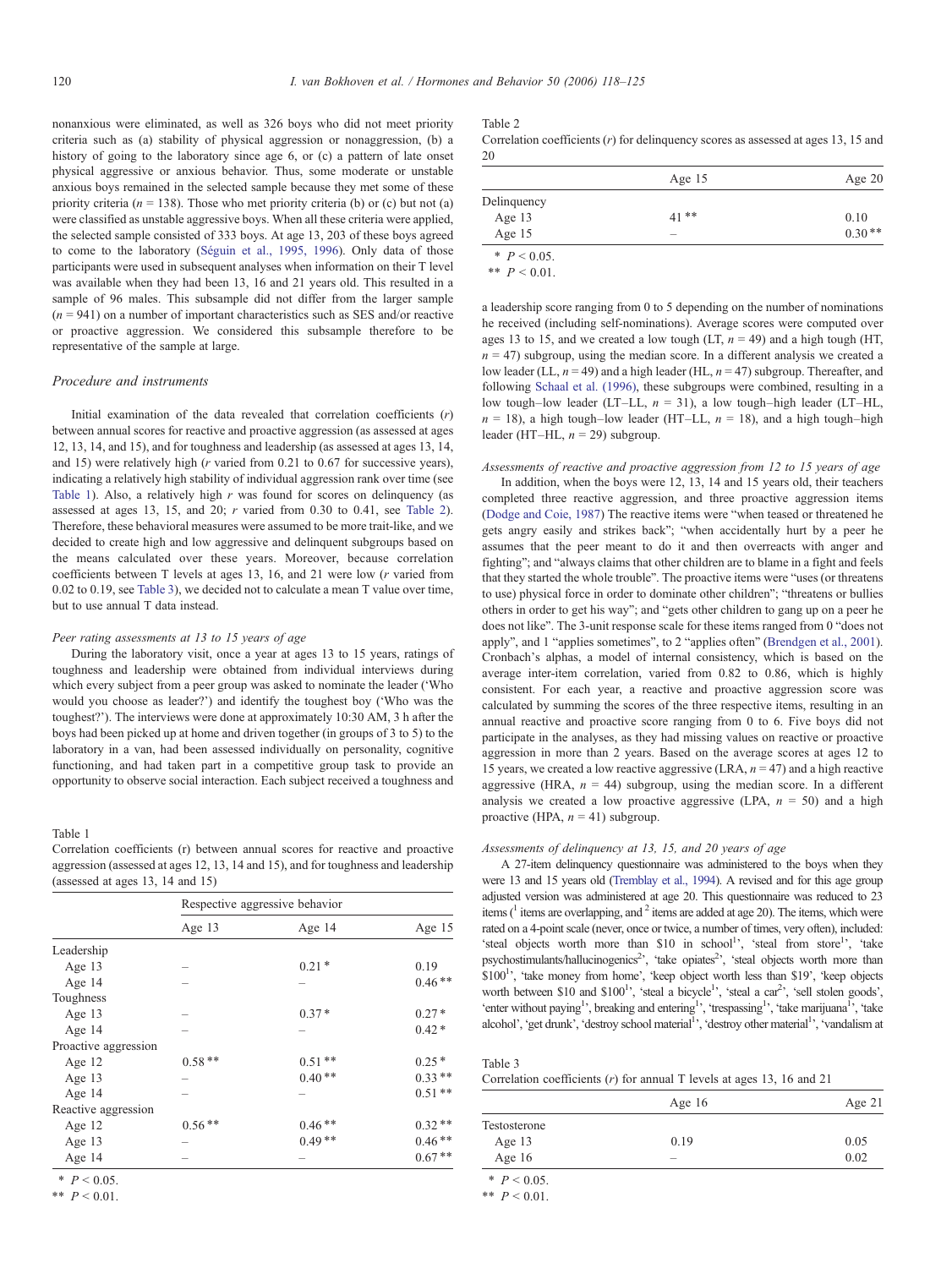nonanxious were eliminated, as well as 326 boys who did not meet priority criteria such as (a) stability of physical aggression or nonaggression, (b) a history of going to the laboratory since age 6, or (c) a pattern of late onset physical aggressive or anxious behavior. Thus, some moderate or unstable anxious boys remained in the selected sample because they met some of these priority criteria ($n = 138$). Those who met priority criteria (b) or (c) but not (a) were classified as unstable aggressive boys. When all these criteria were applied, the selected sample consisted of 333 boys. At age 13, 203 of these boys agreed to come to the laboratory (Séguin et al., 1995, 1996). Only data of those participants were used in subsequent analyses when information on their T level was available when they had been 13, 16 and 21 years old. This resulted in a sample of 96 males. This subsample did not differ from the larger sample ($n = 941$) on a number of important characteristics such as SES and/or reactive or proactive aggression. We considered this subsample therefore to be representative of the sample at large.

### *Procedure and instruments*

Initial examination of the data revealed that correlation coefficients ($r$) between annual scores for reactive and proactive aggression (as assessed at ages 12, 13, 14, and 15), and for toughness and leadership (as assessed at ages 13, 14, and 15) were relatively high ($r$ varied from 0.21 to 0.67 for successive years), indicating a relatively high stability of individual aggression rank over time (see Table 1). Also, a relatively high $r$ was found for scores on delinquency (as assessed at ages 13, 15, and 20; $r$ varied from 0.30 to 0.41, see Table 2). Therefore, these behavioral measures were assumed to be more trait-like, and we decided to create high and low aggressive and delinquent subgroups based on the means calculated over these years. Moreover, because correlation coefficients between T levels at ages 13, 16, and 21 were low ($r$ varied from 0.02 to 0.19, see Table 3), we decided not to calculate a mean T value over time, but to use annual T data instead.

#### *Peer rating assessments at 13 to 15 years of age*

During the laboratory visit, once a year at ages 13 to 15 years, ratings of toughness and leadership were obtained from individual interviews during which every subject from a peer group was asked to nominate the leader ('Who would you choose as leader?') and identify the toughest boy ('Who was the toughest?'). The interviews were done at approximately 10:30 AM, 3 h after the boys had been picked up at home and driven together (in groups of 3 to 5) to the laboratory in a van, had been assessed individually on personality, cognitive functioning, and had taken part in a competitive group task to provide an opportunity to observe social interaction. Each subject received a toughness and a leadership score ranging from 0 to 5 depending on the number of nominations he received (including self-nominations). Average scores were computed over ages 13 to 15, and we created a low tough (LT, $n = 49$) and a high tough (HT, $n = 47$) subgroup, using the median score. In a different analysis we created a low leader (LL, $n = 49$) and a high leader (HL, $n = 47$) subgroup. Thereafter, and following Schaal et al. (1996), these subgroups were combined, resulting in a low tough–low leader (LT–LL, $n = 31$), a low tough–high leader (LT–HL, $n = 18$), a high tough–low leader (HT–LL, $n = 18$), and a high tough–high leader (HT–HL, $n = 29$) subgroup.

Table 1
Correlation coefficients (r) between annual scores for reactive and proactive aggression (assessed at ages 12, 13, 14 and 15), and for toughness and leadership (assessed at ages 13, 14 and 15)

| | Respective aggressive behavior | | |
|---|---|---|---|
| | Age 13 | Age 14 | Age 15 |
| Leadership | | | |
| Age 13 | – | 0.21 * | 0.19 |
| Age 14 | – | – | 0.46 ** |
| Toughness | | | |
| Age 13 | – | 0.37 * | 0.27 * |
| Age 14 | – | – | 0.42 * |
| Proactive aggression | | | |
| Age 12 | 0.58 ** | 0.51 ** | 0.25 * |
| Age 13 | – | 0.40 ** | 0.33 ** |
| Age 14 | – | – | 0.51 ** |
| Reactive aggression | | | |
| Age 12 | 0.56 ** | 0.46 ** | 0.32 ** |
| Age 13 | – | 0.49 ** | 0.46 ** |
| Age 14 | – | – | 0.67 ** |

\* $P < 0.05$.
\*\* $P < 0.01$.

Table 2
Correlation coefficients ($r$) for delinquency scores as assessed at ages 13, 15 and 20

| | Age 15 | Age 20 |
|---|---|---|
| Delinquency | | |
| Age 13 | 41 ** | 0.10 |
| Age 15 | – | 0.30 ** |

\* $P < 0.05$.
\*\* $P < 0.01$.

#### *Assessments of reactive and proactive aggression from 12 to 15 years of age*

In addition, when the boys were 12, 13, 14 and 15 years old, their teachers completed three reactive aggression, and three proactive aggression items (Dodge and Coie, 1987) The reactive items were "when teased or threatened he gets angry easily and strikes back"; "when accidentally hurt by a peer he assumes that the peer meant to do it and then overreacts with anger and fighting"; and "always claims that other children are to blame in a fight and feels that they started the whole trouble". The proactive items were "uses (or threatens to use) physical force in order to dominate other children"; "threatens or bullies others in order to get his way"; and "gets other children to gang up on a peer he does not like". The 3-unit response scale for these items ranged from 0 "does not apply", and 1 "applies sometimes", to 2 "applies often" (Brendgen et al., 2001). Cronbach's alphas, a model of internal consistency, which is based on the average inter-item correlation, varied from 0.82 to 0.86, which is highly consistent. For each year, a reactive and proactive aggression score was calculated by summing the scores of the three respective items, resulting in an annual reactive and proactive score ranging from 0 to 6. Five boys did not participate in the analyses, as they had missing values on reactive or proactive aggression in more than 2 years. Based on the average scores at ages 12 to 15 years, we created a low reactive aggressive (LRA, $n = 47$) and a high reactive aggressive (HRA, $n = 44$) subgroup, using the median score. In a different analysis we created a low proactive aggressive (LPA, $n = 50$) and a high proactive (HPA, $n = 41$) subgroup.

#### *Assessments of delinquency at 13, 15, and 20 years of age*

A 27-item delinquency questionnaire was administered to the boys when they were 13 and 15 years old (Tremblay et al., 1994). A revised and for this age group adjusted version was administered at age 20. This questionnaire was reduced to 23 items ([1] items are overlapping, and [2] items are added at age 20). The items, which were rated on a 4-point scale (never, once or twice, a number of times, very often), included: 'steal objects worth more than \$10 in school[1]', 'steal from store[1]', 'take psychostimulants/hallucinogenics[2]', 'take opiates[2]', 'steal objects worth more than \$100[1]', 'take money from home', 'keep object worth less than \$19', 'keep objects worth between \$10 and \$100[1]', 'steal a bicycle[1]', 'steal a car[2]', 'sell stolen goods', 'enter without paying[1]', breaking and entering[1]', 'trespassing[1]', 'take marijuana[1]', 'take alcohol', 'get drunk', 'destroy school material[1]', 'destroy other material[1]', 'vandalism at

Table 3
Correlation coefficients ($r$) for annual T levels at ages 13, 16 and 21

| | Age 16 | Age 21 |
|---|---|---|
| Testosterone | | |
| Age 13 | 0.19 | 0.05 |
| Age 16 | – | 0.02 |

\* $P < 0.05$.
\*\* $P < 0.01$.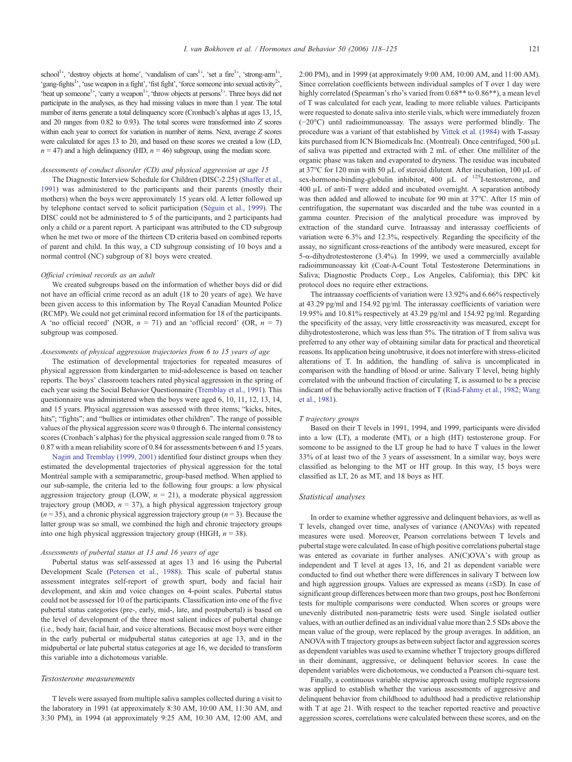school[1]', 'destroy objects at home', 'vandalism of cars[1]', 'set a fire[1]', 'strong-arm[1]', 'gang-fights[1]', 'use weapon in a fight', 'fist fight', 'force someone into sexual activity[2]', 'beat up someone[1]', 'carry a weapon[1]', 'throw objects at persons[1]'. Three boys did not participate in the analyses, as they had missing values in more than 1 year. The total number of items generate a total delinquency score (Cronbach's alphas at ages 13, 15, and 20 ranges from 0.82 to 0.93). The total scores were transformed into Z scores within each year to correct for variation in number of items. Next, average Z scores were calculated for ages 13 to 20, and based on these scores we created a low (LD, $n = 47$) and a high delinquency (HD, $n = 46$) subgroup, using the median score.

### *Assessments of conduct disorder (CD) and physical aggression at age 15*

The Diagnostic Interview Schedule for Children (DISC-2.25) (Shaffer et al., 1991) was administered to the participants and their parents (mostly their mothers) when the boys were approximately 15 years old. A letter followed up by telephone contact served to solicit participation (Séguin et al., 1999). The DISC could not be administered to 5 of the participants, and 2 participants had only a child or a parent report. A participant was attributed to the CD subgroup when he met two or more of the thirteen CD criteria based on combined reports of parent and child. In this way, a CD subgroup consisting of 10 boys and a normal control (NC) subgroup of 81 boys were created.

### *Official criminal records as an adult*

We created subgroups based on the information of whether boys did or did not have an official crime record as an adult (18 to 20 years of age). We have been given access to this information by The Royal Canadian Mounted Police (RCMP). We could not get criminal record information for 18 of the participants. A 'no official record' (NOR, $n = 71$) and an 'official record' (OR, $n = 7$) subgroup was composed.

### *Assessments of physical aggression trajectories from 6 to 15 years of age*

The estimation of developmental trajectories for repeated measures of physical aggression from kindergarten to mid-adolescence is based on teacher reports. The boys' classroom teachers rated physical aggression in the spring of each year using the Social Behavior Questionnaire (Tremblay et al., 1991). This questionnaire was administered when the boys were aged 6, 10, 11, 12, 13, 14, and 15 years. Physical aggression was assessed with three items; "kicks, bites, hits"; "fights"; and "bullies or intimidates other children". The range of possible values of the physical aggression score was 0 through 6. The internal consistency scores (Cronbach's alphas) for the physical aggression scale ranged from 0.78 to 0.87 with a mean reliability score of 0.84 for assessments between 6 and 15 years.

Nagin and Tremblay (1999, 2001) identified four distinct groups when they estimated the developmental trajectories of physical aggression for the total Montréal sample with a semiparametric, group-based method. When applied to our sub-sample, the criteria led to the following four groups: a low physical aggression trajectory group (LOW, $n = 21$), a moderate physical aggression trajectory group (MOD, $n = 37$), a high physical aggression trajectory group ($n = 35$), and a chronic physical aggression trajectory group ($n = 3$). Because the latter group was so small, we combined the high and chronic trajectory groups into one high physical aggression trajectory group (HIGH, $n = 38$).

### *Assessments of pubertal status at 13 and 16 years of age*

Pubertal status was self-assessed at ages 13 and 16 using the Pubertal Development Scale (Petersen et al., 1988). This scale of pubertal status assessment integrates self-report of growth spurt, body and facial hair development, and skin and voice changes on 4-point scales. Pubertal status could not be assessed for 10 of the participants. Classification into one of the five pubertal status categories (pre-, early, mid-, late, and postpubertal) is based on the level of development of the three most salient indices of pubertal change (i.e., body hair, facial hair, and voice alterations. Because most boys were either in the early pubertal or midpubertal status categories at age 13, and in the midpubertal or late pubertal status categories at age 16, we decided to transform this variable into a dichotomous variable.

## *Testosterone measurements*

T levels were assayed from multiple saliva samples collected during a visit to the laboratory in 1991 (at approximately 8:30 AM, 10:00 AM, 11:30 AM, and 3:30 PM), in 1994 (at approximately 9:25 AM, 10:30 AM, 12:00 AM, and 2:00 PM), and in 1999 (at approximately 9:00 AM, 10:00 AM, and 11:00 AM). Since correlation coefficients between individual samples of T over 1 day were highly correlated (Spearman's rho's varied from 0.68** to 0.86**), a mean level of T was calculated for each year, leading to more reliable values. Participants were requested to donate saliva into sterile vials, which were immediately frozen (−20°C) until radioimmunoassay. The assays were performed blindly. The procedure was a variant of that established by Vittek et al. (1984) with T-assay kits purchased from ICN Biomedicals Inc. (Montreal). Once centrifuged, 500 μL of saliva was pipetted and extracted with 2 mL of ether. One milliliter of the organic phase was taken and evaporated to dryness. The residue was incubated at 37°C for 120 min with 50 μL of steroid dilutent. After incubation, 100 μL of sex-hormone-binding-globulin inhibitor, 400 μL of $^{125}$I-testosterone, and 400 μL of anti-T were added and incubated overnight. A separation antibody was then added and allowed to incubate for 90 min at 37°C. After 15 min of centrifugation, the supernatant was discarded and the tube was counted in a gamma counter. Precision of the analytical procedure was improved by extraction of the standard curve. Intraassay and interassay coefficients of variation were 6.3% and 12.3%, respectively. Regarding the specificity of the assay, no significant cross-reactions of the antibody were measured, except for 5-α-dihydrotestosterone (3.4%). In 1999, we used a commercially available radioimmunoassay kit (Coat-A-Count Total Testosterone Determinations in Saliva; Diagnostic Products Corp., Los Angeles, California); this DPC kit protocol does no require ether extractions.

The intraassay coefficients of variation were 13.92% and 6.66% respectively at 43.29 pg/ml and 154.92 pg/ml. The interassay coefficients of variation were 19.95% and 10.81% respectively at 43.29 pg/ml and 154.92 pg/ml. Regarding the specificity of the assay, very little crossreactivity was measured, except for dihydrotestosterone, which was less than 5%. The titration of T from saliva was preferred to any other way of obtaining similar data for practical and theoretical reasons. Its application being unobtrusive, it does not interfere with stress-elicited alterations of T. In addition, the handling of saliva is uncomplicated in comparison with the handling of blood or urine. Salivary T level, being highly correlated with the unbound fraction of circulating T, is assumed to be a precise indicant of the behaviorally active fraction of T (Riad-Fahmy et al., 1982; Wang et al., 1981).

### *T trajectory groups*

Based on their T levels in 1991, 1994, and 1999, participants were divided into a low (LT), a moderate (MT), or a high (HT) testosterone group. For someone to be assigned to the LT group he had to have T values in the lower 33% of at least two of the 3 years of assessment. In a similar way, boys were classified as belonging to the MT or HT group. In this way, 15 boys were classified as LT, 26 as MT, and 18 boys as HT.

## *Statistical analyses*

In order to examine whether aggressive and delinquent behaviors, as well as T levels, changed over time, analyses of variance (ANOVAs) with repeated measures were used. Moreover, Pearson correlations between T levels and pubertal stage were calculated. In case of high positive correlations pubertal stage was entered as covariate in further analyses. AN(C)OVA's with group as independent and T level at ages 13, 16, and 21 as dependent variable were conducted to find out whether there were differences in salivary T between low and high aggression groups. Values are expressed as means (±SD). In case of significant group differences between more than two groups, post hoc Bonferroni tests for multiple comparisons were conducted. When scores or groups were unevenly distributed non-parametric tests were used. Single isolated outlier values, with an outlier defined as an individual value more than 2.5 SDs above the mean value of the group, were replaced by the group averages. In addition, an ANOVA with T trajectory groups as between subject factor and aggression scores as dependent variables was used to examine whether T trajectory groups differed in their dominant, aggressive, or delinquent behavior scores. In case the dependent variables were dichotomous, we conducted a Pearson chi-square test.

Finally, a continuous variable stepwise approach using multiple regressions was applied to establish whether the various assessments of aggressive and delinquent behavior from childhood to adulthood had a predictive relationship with T at age 21. With respect to the teacher reported reactive and proactive aggression scores, correlations were calculated between these scores, and on the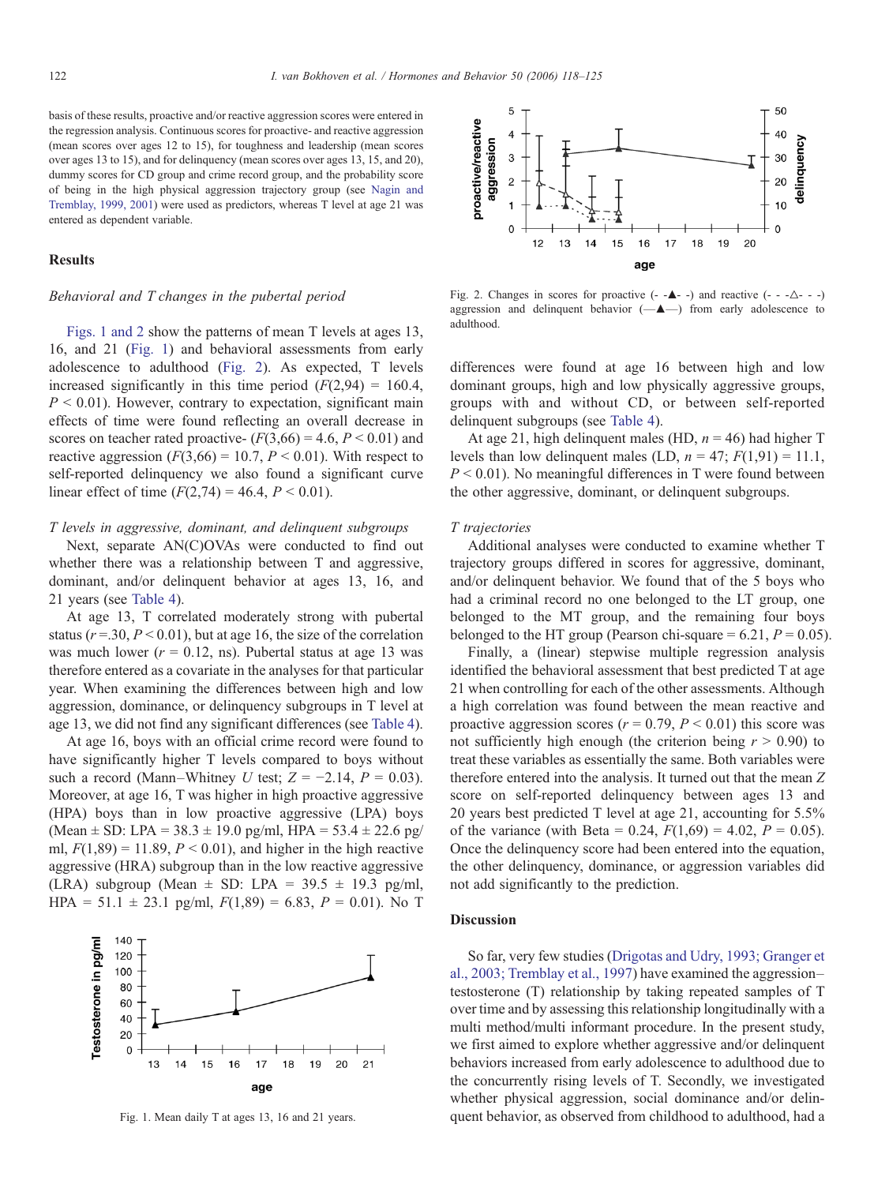basis of these results, proactive and/or reactive aggression scores were entered in the regression analysis. Continuous scores for proactive- and reactive aggression (mean scores over ages 12 to 15), for toughness and leadership (mean scores over ages 13 to 15), and for delinquency (mean scores over ages 13, 15, and 20), dummy scores for CD group and crime record group, and the probability score of being in the high physical aggression trajectory group (see Nagin and Tremblay, 1999, 2001) were used as predictors, whereas T level at age 21 was entered as dependent variable.

## Results

### *Behavioral and T changes in the pubertal period*

Figs. 1 and 2 show the patterns of mean T levels at ages 13, 16, and 21 (Fig. 1) and behavioral assessments from early adolescence to adulthood (Fig. 2). As expected, T levels increased significantly in this time period ($F(2,94) = 160.4$, $P < 0.01$). However, contrary to expectation, significant main effects of time were found reflecting an overall decrease in scores on teacher rated proactive- ($F(3,66) = 4.6$, $P < 0.01$) and reactive aggression ($F(3,66) = 10.7$, $P < 0.01$). With respect to self-reported delinquency we also found a significant curve linear effect of time ($F(2,74) = 46.4$, $P < 0.01$).

### *T levels in aggressive, dominant, and delinquent subgroups*

Next, separate AN(C)OVAs were conducted to find out whether there was a relationship between T and aggressive, dominant, and/or delinquent behavior at ages 13, 16, and 21 years (see Table 4).

At age 13, T correlated moderately strong with pubertal status ($r = .30$, $P < 0.01$), but at age 16, the size of the correlation was much lower ($r = 0.12$, ns). Pubertal status at age 13 was therefore entered as a covariate in the analyses for that particular year. When examining the differences between high and low aggression, dominance, or delinquency subgroups in T level at age 13, we did not find any significant differences (see Table 4).

At age 16, boys with an official crime record were found to have significantly higher T levels compared to boys without such a record (Mann–Whitney $U$ test; $Z = -2.14$, $P = 0.03$). Moreover, at age 16, T was higher in high proactive aggressive (HPA) boys than in low proactive aggressive (LPA) boys (Mean ± SD: LPA = 38.3 ± 19.0 pg/ml, HPA = 53.4 ± 22.6 pg/ml, $F(1,89) = 11.89$, $P < 0.01$), and higher in the high reactive aggressive (HRA) subgroup than in the low reactive aggressive (LRA) subgroup (Mean ± SD: LPA = 39.5 ± 19.3 pg/ml, HPA = 51.1 ± 23.1 pg/ml, $F(1,89) = 6.83$, $P = 0.01$). No T differences were found at age 16 between high and low dominant groups, high and low physically aggressive groups, groups with and without CD, or between self-reported delinquent subgroups (see Table 4).

At age 21, high delinquent males (HD, $n = 46$) had higher T levels than low delinquent males (LD, $n = 47$; $F(1,91) = 11.1$, $P < 0.01$). No meaningful differences in T were found between the other aggressive, dominant, or delinquent subgroups.

Fig. 1. Mean daily T at ages 13, 16 and 21 years.

Fig. 2. Changes in scores for proactive (- -▲- -) and reactive (- - -△- - -) aggression and delinquent behavior (—▲—) from early adolescence to adulthood.

### *T trajectories*

Additional analyses were conducted to examine whether T trajectory groups differed in scores for aggressive, dominant, and/or delinquent behavior. We found that of the 5 boys who had a criminal record no one belonged to the LT group, one belonged to the MT group, and the remaining four boys belonged to the HT group (Pearson chi-square = 6.21, $P = 0.05$).

Finally, a (linear) stepwise multiple regression analysis identified the behavioral assessment that best predicted T at age 21 when controlling for each of the other assessments. Although a high correlation was found between the mean reactive and proactive aggression scores ($r = 0.79$, $P < 0.01$) this score was not sufficiently high enough (the criterion being $r > 0.90$) to treat these variables as essentially the same. Both variables were therefore entered into the analysis. It turned out that the mean $Z$ score on self-reported delinquency between ages 13 and 20 years best predicted T level at age 21, accounting for 5.5% of the variance (with Beta = 0.24, $F(1,69) = 4.02$, $P = 0.05$). Once the delinquency score had been entered into the equation, the other delinquency, dominance, or aggression variables did not add significantly to the prediction.

## Discussion

So far, very few studies (Drigotas and Udry, 1993; Granger et al., 2003; Tremblay et al., 1997) have examined the aggression–testosterone (T) relationship by taking repeated samples of T over time and by assessing this relationship longitudinally with a multi method/multi informant procedure. In the present study, we first aimed to explore whether aggressive and/or delinquent behaviors increased from early adolescence to adulthood due to the concurrently rising levels of T. Secondly, we investigated whether physical aggression, social dominance and/or delinquent behavior, as observed from childhood to adulthood, had a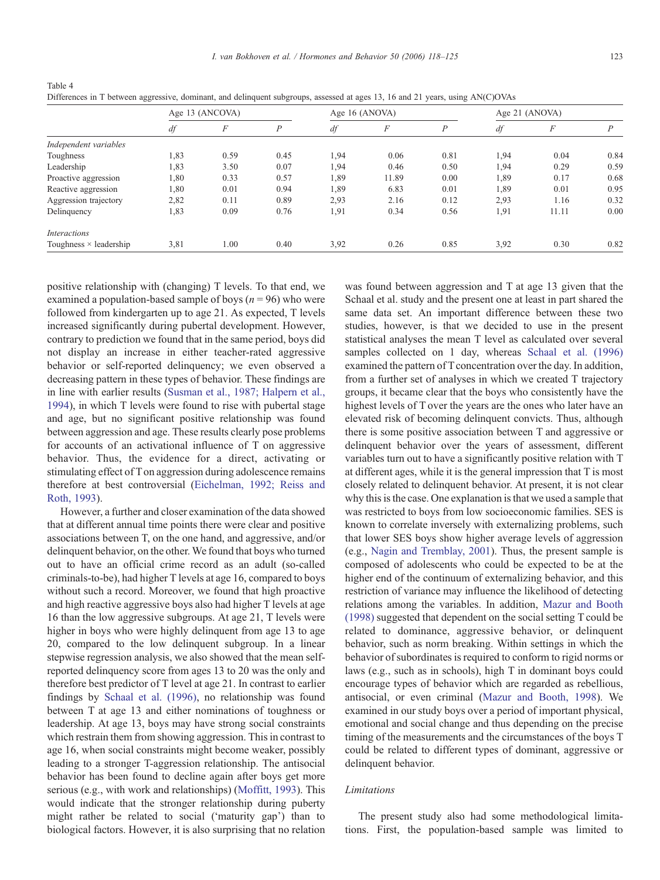Table 4
Differences in T between aggressive, dominant, and delinquent subgroups, assessed at ages 13, 16 and 21 years, using AN(C)OVAs

| | Age 13 (ANCOVA) | | | Age 16 (ANOVA) | | | Age 21 (ANOVA) | | |
|---|---|---|---|---|---|---|---|---|---|
| | *df* | *F* | *P* | *df* | *F* | *P* | *df* | *F* | *P* |
| *Independent variables* | | | | | | | | | |
| Toughness | 1,83 | 0.59 | 0.45 | 1,94 | 0.06 | 0.81 | 1,94 | 0.04 | 0.84 |
| Leadership | 1,83 | 3.50 | 0.07 | 1,94 | 0.46 | 0.50 | 1,94 | 0.29 | 0.59 |
| Proactive aggression | 1,80 | 0.33 | 0.57 | 1,89 | 11.89 | 0.00 | 1,89 | 0.17 | 0.68 |
| Reactive aggression | 1,80 | 0.01 | 0.94 | 1,89 | 6.83 | 0.01 | 1,89 | 0.01 | 0.95 |
| Aggression trajectory | 2,82 | 0.11 | 0.89 | 2,93 | 2.16 | 0.12 | 2,93 | 1.16 | 0.32 |
| Delinquency | 1,83 | 0.09 | 0.76 | 1,91 | 0.34 | 0.56 | 1,91 | 11.11 | 0.00 |
| *Interactions* | | | | | | | | | |
| Toughness × leadership | 3,81 | 1.00 | 0.40 | 3,92 | 0.26 | 0.85 | 3,92 | 0.30 | 0.82 |

positive relationship with (changing) T levels. To that end, we examined a population-based sample of boys ($n = 96$) who were followed from kindergarten up to age 21. As expected, T levels increased significantly during pubertal development. However, contrary to prediction we found that in the same period, boys did not display an increase in either teacher-rated aggressive behavior or self-reported delinquency; we even observed a decreasing pattern in these types of behavior. These findings are in line with earlier results (Susman et al., 1987; Halpern et al., 1994), in which T levels were found to rise with pubertal stage and age, but no significant positive relationship was found between aggression and age. These results clearly pose problems for accounts of an activational influence of T on aggressive behavior. Thus, the evidence for a direct, activating or stimulating effect of T on aggression during adolescence remains therefore at best controversial (Eichelman, 1992; Reiss and Roth, 1993).

However, a further and closer examination of the data showed that at different annual time points there were clear and positive associations between T, on the one hand, and aggressive, and/or delinquent behavior, on the other. We found that boys who turned out to have an official crime record as an adult (so-called criminals-to-be), had higher T levels at age 16, compared to boys without such a record. Moreover, we found that high proactive and high reactive aggressive boys also had higher T levels at age 16 than the low aggressive subgroups. At age 21, T levels were higher in boys who were highly delinquent from age 13 to age 20, compared to the low delinquent subgroup. In a linear stepwise regression analysis, we also showed that the mean self-reported delinquency score from ages 13 to 20 was the only and therefore best predictor of T level at age 21. In contrast to earlier findings by Schaal et al. (1996), no relationship was found between T at age 13 and either nominations of toughness or leadership. At age 13, boys may have strong social constraints which restrain them from showing aggression. This in contrast to age 16, when social constraints might become weaker, possibly leading to a stronger T-aggression relationship. The antisocial behavior has been found to decline again after boys get more serious (e.g., with work and relationships) (Moffitt, 1993). This would indicate that the stronger relationship during puberty might rather be related to social ('maturity gap') than to biological factors. However, it is also surprising that no relation was found between aggression and T at age 13 given that the Schaal et al. study and the present one at least in part shared the same data set. An important difference between these two studies, however, is that we decided to use in the present statistical analyses the mean T level as calculated over several samples collected on 1 day, whereas Schaal et al. (1996) examined the pattern of T concentration over the day. In addition, from a further set of analyses in which we created T trajectory groups, it became clear that the boys who consistently have the highest levels of T over the years are the ones who later have an elevated risk of becoming delinquent convicts. Thus, although there is some positive association between T and aggressive or delinquent behavior over the years of assessment, different variables turn out to have a significantly positive relation with T at different ages, while it is the general impression that T is most closely related to delinquent behavior. At present, it is not clear why this is the case. One explanation is that we used a sample that was restricted to boys from low socioeconomic families. SES is known to correlate inversely with externalizing problems, such that lower SES boys show higher average levels of aggression (e.g., Nagin and Tremblay, 2001). Thus, the present sample is composed of adolescents who could be expected to be at the higher end of the continuum of externalizing behavior, and this restriction of variance may influence the likelihood of detecting relations among the variables. In addition, Mazur and Booth (1998) suggested that dependent on the social setting T could be related to dominance, aggressive behavior, or delinquent behavior, such as norm breaking. Within settings in which the behavior of subordinates is required to conform to rigid norms or laws (e.g., such as in schools), high T in dominant boys could encourage types of behavior which are regarded as rebellious, antisocial, or even criminal (Mazur and Booth, 1998). We examined in our study boys over a period of important physical, emotional and social change and thus depending on the precise timing of the measurements and the circumstances of the boys T could be related to different types of dominant, aggressive or delinquent behavior.

### Limitations

The present study also had some methodological limitations. First, the population-based sample was limited to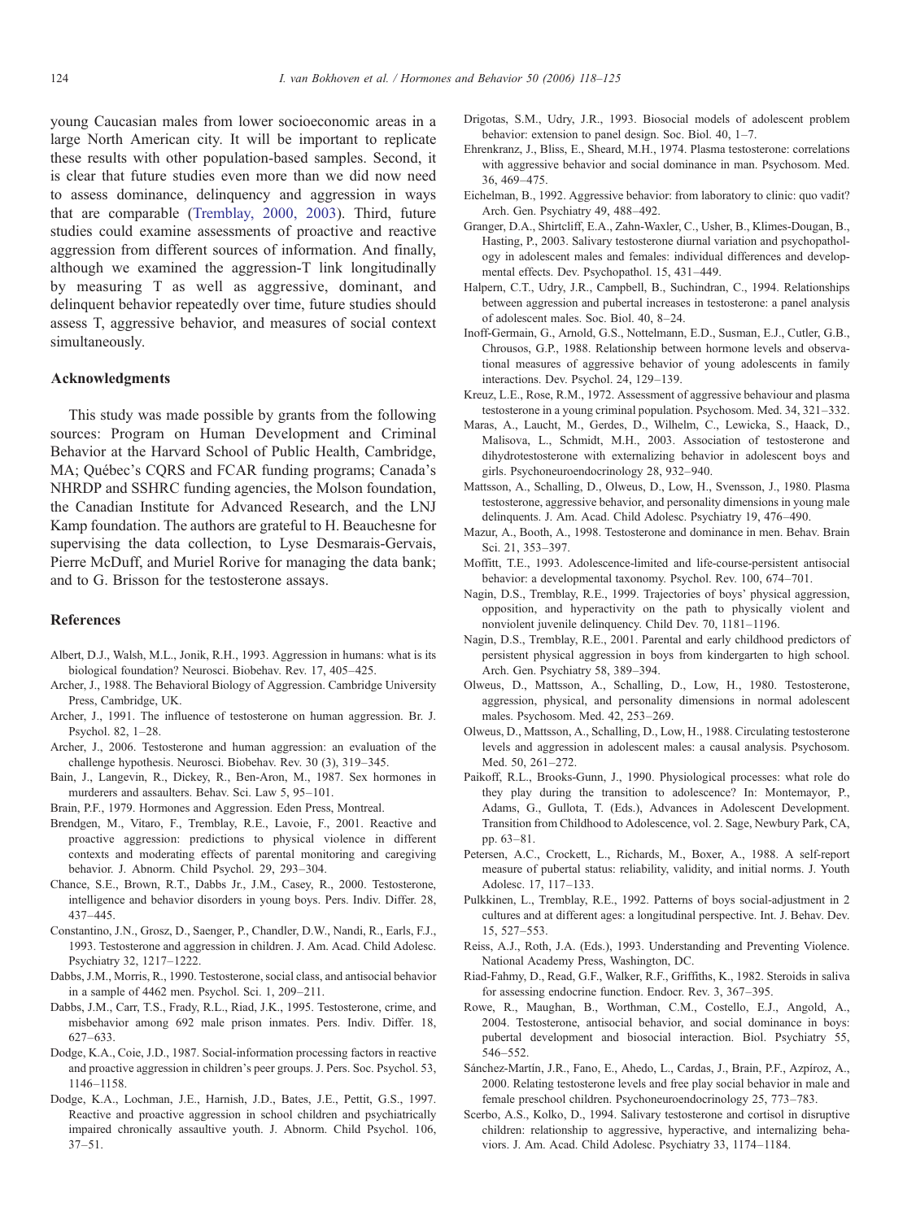young Caucasian males from lower socioeconomic areas in a large North American city. It will be important to replicate these results with other population-based samples. Second, it is clear that future studies even more than we did now need to assess dominance, delinquency and aggression in ways that are comparable (Tremblay, 2000, 2003). Third, future studies could examine assessments of proactive and reactive aggression from different sources of information. And finally, although we examined the aggression-T link longitudinally by measuring T as well as aggressive, dominant, and delinquent behavior repeatedly over time, future studies should assess T, aggressive behavior, and measures of social context simultaneously.

## Acknowledgments

This study was made possible by grants from the following sources: Program on Human Development and Criminal Behavior at the Harvard School of Public Health, Cambridge, MA; Québec's CQRS and FCAR funding programs; Canada's NHRDP and SSHRC funding agencies, the Molson foundation, the Canadian Institute for Advanced Research, and the LNJ Kamp foundation. The authors are grateful to H. Beauchesne for supervising the data collection, to Lyse Desmarais-Gervais, Pierre McDuff, and Muriel Rorive for managing the data bank; and to G. Brisson for the testosterone assays.

## References

Albert, D.J., Walsh, M.L., Jonik, R.H., 1993. Aggression in humans: what is its biological foundation? Neurosci. Biobehav. Rev. 17, 405–425.

Archer, J., 1988. The Behavioral Biology of Aggression. Cambridge University Press, Cambridge, UK.

Archer, J., 1991. The influence of testosterone on human aggression. Br. J. Psychol. 82, 1–28.

Archer, J., 2006. Testosterone and human aggression: an evaluation of the challenge hypothesis. Neurosci. Biobehav. Rev. 30 (3), 319–345.

Bain, J., Langevin, R., Dickey, R., Ben-Aron, M., 1987. Sex hormones in murderers and assaulters. Behav. Sci. Law 5, 95–101.

Brain, P.F., 1979. Hormones and Aggression. Eden Press, Montreal.

Brendgen, M., Vitaro, F., Tremblay, R.E., Lavoie, F., 2001. Reactive and proactive aggression: predictions to physical violence in different contexts and moderating effects of parental monitoring and caregiving behavior. J. Abnorm. Child Psychol. 29, 293–304.

Chance, S.E., Brown, R.T., Dabbs Jr., J.M., Casey, R., 2000. Testosterone, intelligence and behavior disorders in young boys. Pers. Indiv. Differ. 28, 437–445.

Constantino, J.N., Grosz, D., Saenger, P., Chandler, D.W., Nandi, R., Earls, F.J., 1993. Testosterone and aggression in children. J. Am. Acad. Child Adolesc. Psychiatry 32, 1217–1222.

Dabbs, J.M., Morris, R., 1990. Testosterone, social class, and antisocial behavior in a sample of 4462 men. Psychol. Sci. 1, 209–211.

Dabbs, J.M., Carr, T.S., Frady, R.L., Riad, J.K., 1995. Testosterone, crime, and misbehavior among 692 male prison inmates. Pers. Indiv. Differ. 18, 627–633.

Dodge, K.A., Coie, J.D., 1987. Social-information processing factors in reactive and proactive aggression in children's peer groups. J. Pers. Soc. Psychol. 53, 1146–1158.

Dodge, K.A., Lochman, J.E., Harnish, J.D., Bates, J.E., Pettit, G.S., 1997. Reactive and proactive aggression in school children and psychiatrically impaired chronically assaultive youth. J. Abnorm. Child Psychol. 106, 37–51.

Drigotas, S.M., Udry, J.R., 1993. Biosocial models of adolescent problem behavior: extension to panel design. Soc. Biol. 40, 1–7.

Ehrenkranz, J., Bliss, E., Sheard, M.H., 1974. Plasma testosterone: correlations with aggressive behavior and social dominance in man. Psychosom. Med. 36, 469–475.

Eichelman, B., 1992. Aggressive behavior: from laboratory to clinic: quo vadit? Arch. Gen. Psychiatry 49, 488–492.

Granger, D.A., Shirtcliff, E.A., Zahn-Waxler, C., Usher, B., Klimes-Dougan, B., Hasting, P., 2003. Salivary testosterone diurnal variation and psychopathology in adolescent males and females: individual differences and developmental effects. Dev. Psychopathol. 15, 431–449.

Halpern, C.T., Udry, J.R., Campbell, B., Suchindran, C., 1994. Relationships between aggression and pubertal increases in testosterone: a panel analysis of adolescent males. Soc. Biol. 40, 8–24.

Inoff-Germain, G., Arnold, G.S., Nottelmann, E.D., Susman, E.J., Cutler, G.B., Chrousos, G.P., 1988. Relationship between hormone levels and observational measures of aggressive behavior of young adolescents in family interactions. Dev. Psychol. 24, 129–139.

Kreuz, L.E., Rose, R.M., 1972. Assessment of aggressive behaviour and plasma testosterone in a young criminal population. Psychosom. Med. 34, 321–332.

Maras, A., Laucht, M., Gerdes, D., Wilhelm, C., Lewicka, S., Haack, D., Malisova, L., Schmidt, M.H., 2003. Association of testosterone and dihydrotestosterone with externalizing behavior in adolescent boys and girls. Psychoneuroendocrinology 28, 932–940.

Mattsson, A., Schalling, D., Olweus, D., Low, H., Svensson, J., 1980. Plasma testosterone, aggressive behavior, and personality dimensions in young male delinquents. J. Am. Acad. Child Adolesc. Psychiatry 19, 476–490.

Mazur, A., Booth, A., 1998. Testosterone and dominance in men. Behav. Brain Sci. 21, 353–397.

Moffitt, T.E., 1993. Adolescence-limited and life-course-persistent antisocial behavior: a developmental taxonomy. Psychol. Rev. 100, 674–701.

Nagin, D.S., Tremblay, R.E., 1999. Trajectories of boys' physical aggression, opposition, and hyperactivity on the path to physically violent and nonviolent juvenile delinquency. Child Dev. 70, 1181–1196.

Nagin, D.S., Tremblay, R.E., 2001. Parental and early childhood predictors of persistent physical aggression in boys from kindergarten to high school. Arch. Gen. Psychiatry 58, 389–394.

Olweus, D., Mattsson, A., Schalling, D., Low, H., 1980. Testosterone, aggression, physical, and personality dimensions in normal adolescent males. Psychosom. Med. 42, 253–269.

Olweus, D., Mattsson, A., Schalling, D., Low, H., 1988. Circulating testosterone levels and aggression in adolescent males: a causal analysis. Psychosom. Med. 50, 261–272.

Paikoff, R.L., Brooks-Gunn, J., 1990. Physiological processes: what role do they play during the transition to adolescence? In: Montemayor, P., Adams, G., Gullota, T. (Eds.), Advances in Adolescent Development. Transition from Childhood to Adolescence, vol. 2. Sage, Newbury Park, CA, pp. 63–81.

Petersen, A.C., Crockett, L., Richards, M., Boxer, A., 1988. A self-report measure of pubertal status: reliability, validity, and initial norms. J. Youth Adolesc. 17, 117–133.

Pulkkinen, L., Tremblay, R.E., 1992. Patterns of boys social-adjustment in 2 cultures and at different ages: a longitudinal perspective. Int. J. Behav. Dev. 15, 527–553.

Reiss, A.J., Roth, J.A. (Eds.), 1993. Understanding and Preventing Violence. National Academy Press, Washington, DC.

Riad-Fahmy, D., Read, G.F., Walker, R.F., Griffiths, K., 1982. Steroids in saliva for assessing endocrine function. Endocr. Rev. 3, 367–395.

Rowe, R., Maughan, B., Worthman, C.M., Costello, E.J., Angold, A., 2004. Testosterone, antisocial behavior, and social dominance in boys: pubertal development and biosocial interaction. Biol. Psychiatry 55, 546–552.

Sánchez-Martín, J.R., Fano, E., Ahedo, L., Cardas, J., Brain, P.F., Azpíroz, A., 2000. Relating testosterone levels and free play social behavior in male and female preschool children. Psychoneuroendocrinology 25, 773–783.

Scerbo, A.S., Kolko, D., 1994. Salivary testosterone and cortisol in disruptive children: relationship to aggressive, hyperactive, and internalizing behaviors. J. Am. Acad. Child Adolesc. Psychiatry 33, 1174–1184.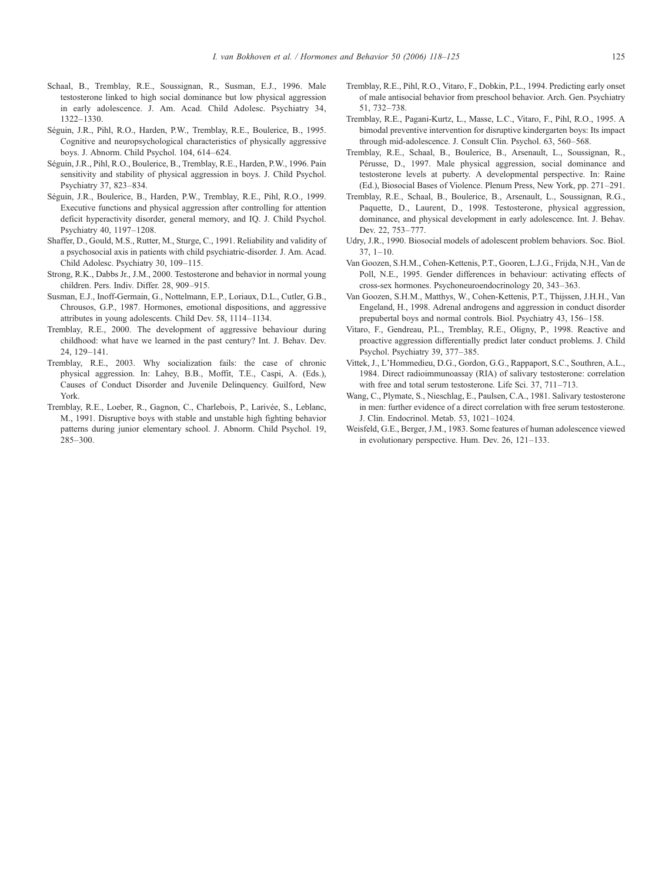Schaal, B., Tremblay, R.E., Soussignan, R., Susman, E.J., 1996. Male testosterone linked to high social dominance but low physical aggression in early adolescence. J. Am. Acad. Child Adolesc. Psychiatry 34, 1322–1330.

Séguin, J.R., Pihl, R.O., Harden, P.W., Tremblay, R.E., Boulerice, B., 1995. Cognitive and neuropsychological characteristics of physically aggressive boys. J. Abnorm. Child Psychol. 104, 614–624.

Séguin, J.R., Pihl, R.O., Boulerice, B., Tremblay, R.E., Harden, P.W., 1996. Pain sensitivity and stability of physical aggression in boys. J. Child Psychol. Psychiatry 37, 823–834.

Séguin, J.R., Boulerice, B., Harden, P.W., Tremblay, R.E., Pihl, R.O., 1999. Executive functions and physical aggression after controlling for attention deficit hyperactivity disorder, general memory, and IQ. J. Child Psychol. Psychiatry 40, 1197–1208.

Shaffer, D., Gould, M.S., Rutter, M., Sturge, C., 1991. Reliability and validity of a psychosocial axis in patients with child psychiatric-disorder. J. Am. Acad. Child Adolesc. Psychiatry 30, 109–115.

Strong, R.K., Dabbs Jr., J.M., 2000. Testosterone and behavior in normal young children. Pers. Indiv. Differ. 28, 909–915.

Susman, E.J., Inoff-Germain, G., Nottelmann, E.P., Loriaux, D.L., Cutler, G.B., Chrousos, G.P., 1987. Hormones, emotional dispositions, and aggressive attributes in young adolescents. Child Dev. 58, 1114–1134.

Tremblay, R.E., 2000. The development of aggressive behaviour during childhood: what have we learned in the past century? Int. J. Behav. Dev. 24, 129–141.

Tremblay, R.E., 2003. Why socialization fails: the case of chronic physical aggression. In: Lahey, B.B., Moffit, T.E., Caspi, A. (Eds.), Causes of Conduct Disorder and Juvenile Delinquency. Guilford, New York.

Tremblay, R.E., Loeber, R., Gagnon, C., Charlebois, P., Larivée, S., Leblanc, M., 1991. Disruptive boys with stable and unstable high fighting behavior patterns during junior elementary school. J. Abnorm. Child Psychol. 19, 285–300.

Tremblay, R.E., Pihl, R.O., Vitaro, F., Dobkin, P.L., 1994. Predicting early onset of male antisocial behavior from preschool behavior. Arch. Gen. Psychiatry 51, 732–738.

Tremblay, R.E., Pagani-Kurtz, L., Masse, L.C., Vitaro, F., Pihl, R.O., 1995. A bimodal preventive intervention for disruptive kindergarten boys: Its impact through mid-adolescence. J. Consult Clin. Psychol. 63, 560–568.

Tremblay, R.E., Schaal, B., Boulerice, B., Arsenault, L., Soussignan, R., Pérusse, D., 1997. Male physical aggression, social dominance and testosterone levels at puberty. A developmental perspective. In: Raine (Ed.), Biosocial Bases of Violence. Plenum Press, New York, pp. 271–291.

Tremblay, R.E., Schaal, B., Boulerice, B., Arsenault, L., Soussignan, R.G., Paquette, D., Laurent, D., 1998. Testosterone, physical aggression, dominance, and physical development in early adolescence. Int. J. Behav. Dev. 22, 753–777.

Udry, J.R., 1990. Biosocial models of adolescent problem behaviors. Soc. Biol. 37, 1–10.

Van Goozen, S.H.M., Cohen-Kettenis, P.T., Gooren, L.J.G., Frijda, N.H., Van de Poll, N.E., 1995. Gender differences in behaviour: activating effects of cross-sex hormones. Psychoneuroendocrinology 20, 343–363.

Van Goozen, S.H.M., Matthys, W., Cohen-Kettenis, P.T., Thijssen, J.H.H., Van Engeland, H., 1998. Adrenal androgens and aggression in conduct disorder prepubertal boys and normal controls. Biol. Psychiatry 43, 156–158.

Vitaro, F., Gendreau, P.L., Tremblay, R.E., Oligny, P., 1998. Reactive and proactive aggression differentially predict later conduct problems. J. Child Psychol. Psychiatry 39, 377–385.

Vittek, J., L'Hommedieu, D.G., Gordon, G.G., Rappaport, S.C., Southren, A.L., 1984. Direct radioimmunoassay (RIA) of salivary testosterone: correlation with free and total serum testosterone. Life Sci. 37, 711–713.

Wang, C., Plymate, S., Nieschlag, E., Paulsen, C.A., 1981. Salivary testosterone in men: further evidence of a direct correlation with free serum testosterone. J. Clin. Endocrinol. Metab. 53, 1021–1024.

Weisfeld, G.E., Berger, J.M., 1983. Some features of human adolescence viewed in evolutionary perspective. Hum. Dev. 26, 121–133.